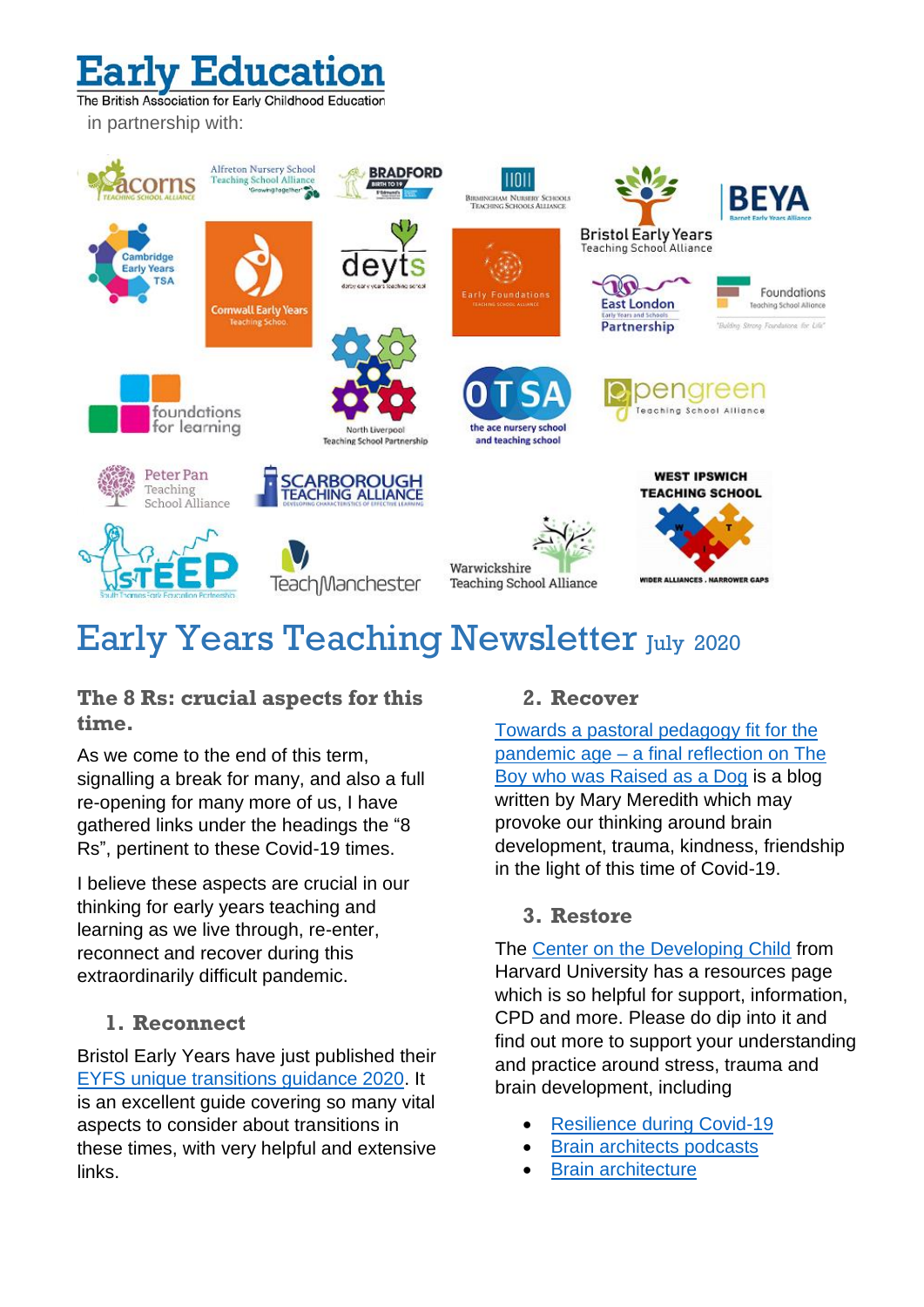# Early Education

The British Association for Early Childhood Education

in partnership with:

# Early Years Teaching Newsletter July 2020

### The 8 Rs: crucial aspects for this time.

As we come to the end of this term, signalling a break for many, and also a full re-opening for many more of us, I have gathered links under the headings the "8 Rs", pertinent to these Covid-19 times.

I believe these aspects are crucial in our thinking for early years teaching and learning as we live through, re-enter, reconnect and recover during this extraordinarily difficult pandemic.

### 1. Reconnect

Bristol Early Years have just published their EYFS unique transitions guidance 2020. It is an excellent guide covering so many vital aspects to consider about transitions in these times, with very helpful and extensive links.

### 2. Recover

Towards a pastoral pedagogy fit for the pandemic age – a final reflection on The Boy who was Raised as a Dog is a blog written by Mary Meredith which may provoke our thinking around brain development, trauma, kindness, friendship in the light of this time of Covid-19.

### 3. Restore

The Center on the Developing Child from Harvard University has a resources page which is so helpful for support, information, CPD and more. Please do dip into it and find out more to support your understanding and practice around stress, trauma and brain development, including

- Resilience during Covid-19
- Brain architects podcasts
- Brain architecture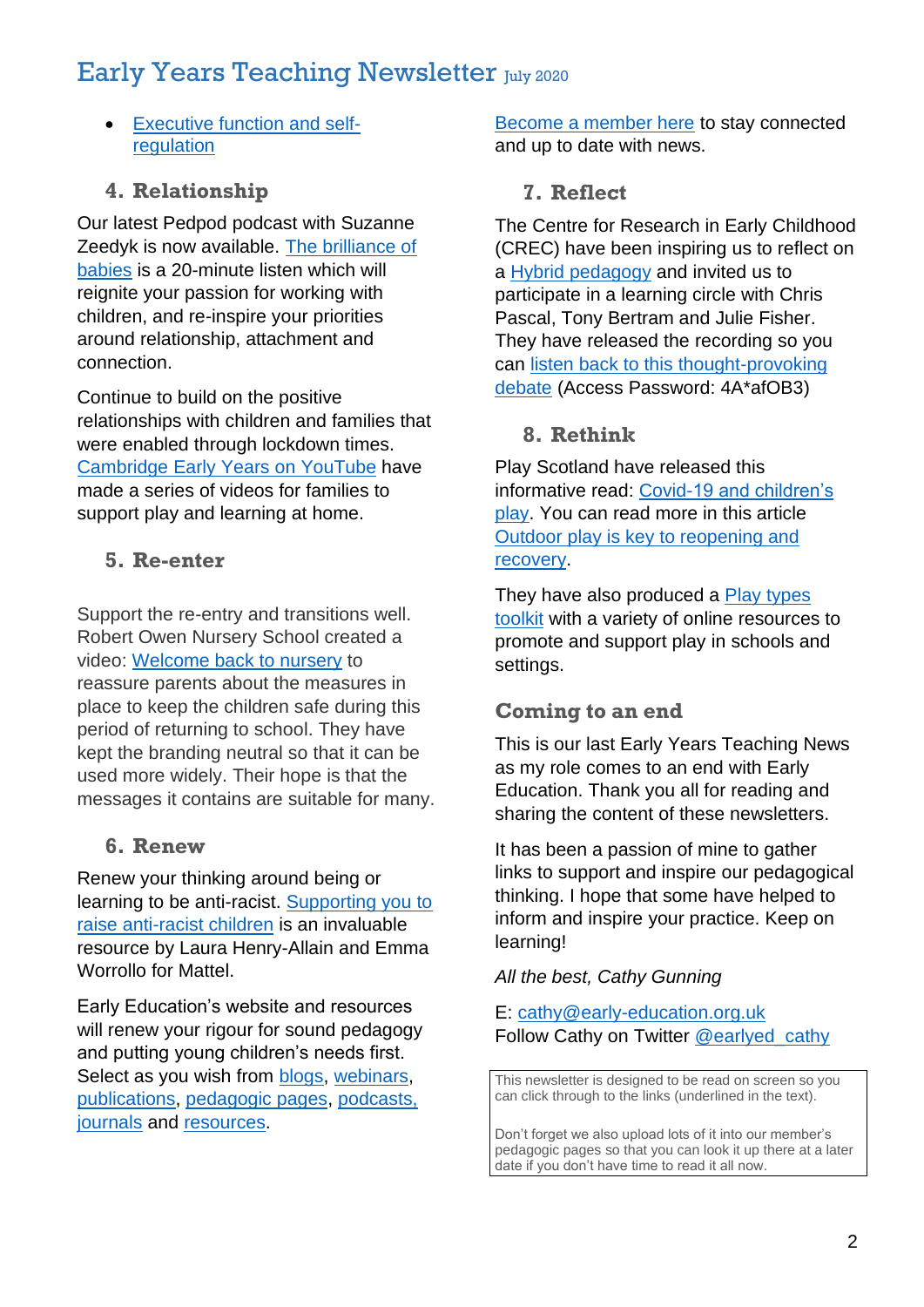- Executive function and self-regulation

### 4. Relationship

Our latest Pedpod podcast with Suzanne Zeedyk is now available. The brilliance of babies is a 20-minute listen which will reignite your passion for working with children, and re-inspire your priorities around relationship, attachment and connection.

Continue to build on the positive relationships with children and families that were enabled through lockdown times. Cambridge Early Years on YouTube have made a series of videos for families to support play and learning at home.

### 5. Re-enter

Support the re-entry and transitions well. Robert Owen Nursery School created a video: Welcome back to nursery to reassure parents about the measures in place to keep the children safe during this period of returning to school. They have kept the branding neutral so that it can be used more widely. Their hope is that the messages it contains are suitable for many.

### 6. Renew

Renew your thinking around being or learning to be anti-racist. Supporting you to raise anti-racist children is an invaluable resource by Laura Henry-Allain and Emma Worrollo for Mattel.

Early Education's website and resources will renew your rigour for sound pedagogy and putting young children's needs first. Select as you wish from blogs, webinars, publications, pedagogic pages, podcasts, journals and resources.

Become a member here to stay connected and up to date with news.

### 7. Reflect

The Centre for Research in Early Childhood (CREC) have been inspiring us to reflect on a Hybrid pedagogy and invited us to participate in a learning circle with Chris Pascal, Tony Bertram and Julie Fisher. They have released the recording so you can listen back to this thought-provoking debate (Access Password: 4A*afOB3)

### 8. Rethink

Play Scotland have released this informative read: Covid-19 and children's play. You can read more in this article Outdoor play is key to reopening and recovery.

They have also produced a Play types toolkit with a variety of online resources to promote and support play in schools and settings.

### Coming to an end

This is our last Early Years Teaching News as my role comes to an end with Early Education. Thank you all for reading and sharing the content of these newsletters.

It has been a passion of mine to gather links to support and inspire our pedagogical thinking. I hope that some have helped to inform and inspire your practice. Keep on learning!

*All the best, Cathy Gunning*

E: cathy@early-education.org.uk
Follow Cathy on Twitter @earlyed_cathy

> This newsletter is designed to be read on screen so you can click through to the links (underlined in the text).
>
> Don't forget we also upload lots of it into our member's pedagogic pages so that you can look it up there at a later date if you don't have time to read it all now.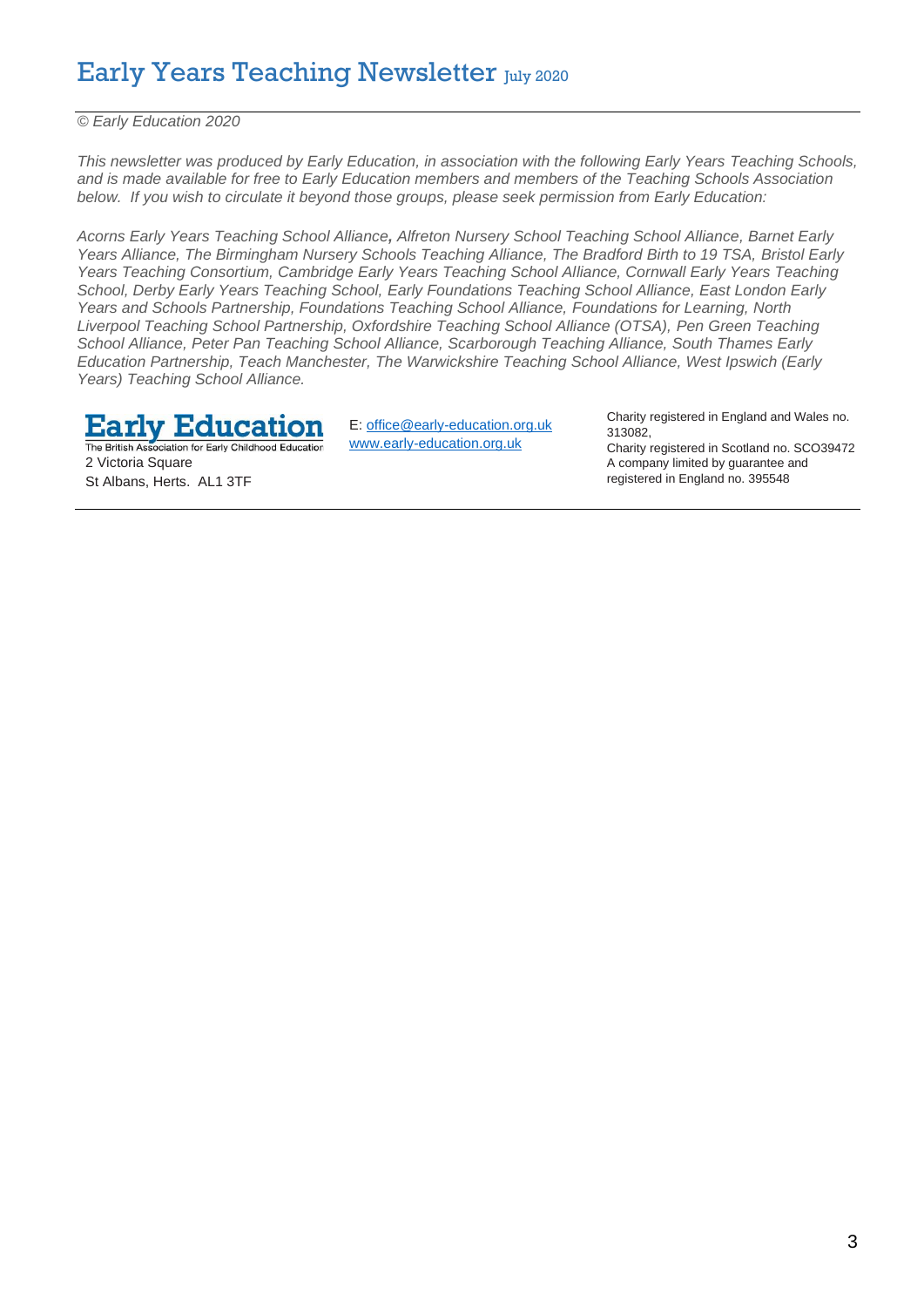# Early Years Teaching Newsletter July 2020

*© Early Education 2020*

*This newsletter was produced by Early Education, in association with the following Early Years Teaching Schools, and is made available for free to Early Education members and members of the Teaching Schools Association below. If you wish to circulate it beyond those groups, please seek permission from Early Education:*

*Acorns Early Years Teaching School Alliance, Alfreton Nursery School Teaching School Alliance, Barnet Early Years Alliance, The Birmingham Nursery Schools Teaching Alliance, The Bradford Birth to 19 TSA, Bristol Early Years Teaching Consortium, Cambridge Early Years Teaching School Alliance, Cornwall Early Years Teaching School, Derby Early Years Teaching School, Early Foundations Teaching School Alliance, East London Early Years and Schools Partnership, Foundations Teaching School Alliance, Foundations for Learning, North Liverpool Teaching School Partnership, Oxfordshire Teaching School Alliance (OTSA), Pen Green Teaching School Alliance, Peter Pan Teaching School Alliance, Scarborough Teaching Alliance, South Thames Early Education Partnership, Teach Manchester, The Warwickshire Teaching School Alliance, West Ipswich (Early Years) Teaching School Alliance.*

**Early Education**
The British Association for Early Childhood Education
2 Victoria Square
St Albans, Herts. AL1 3TF

E: office@early-education.org.uk
www.early-education.org.uk

Charity registered in England and Wales no. 313082,
Charity registered in Scotland no. SCO39472
A company limited by guarantee and registered in England no. 395548